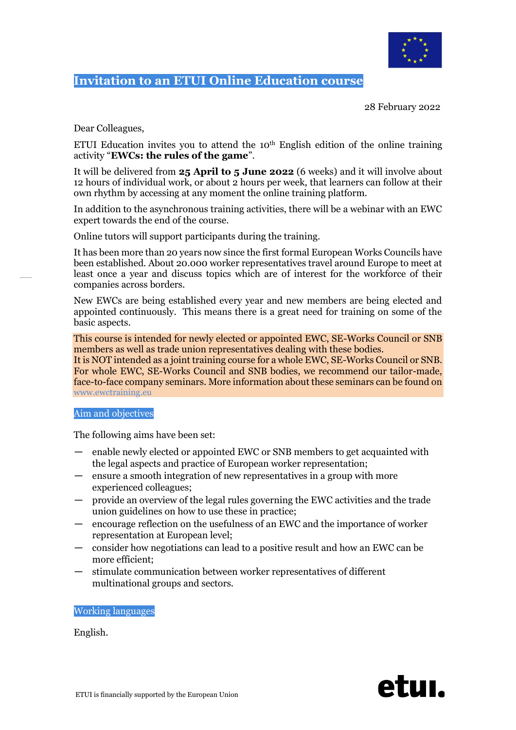# Invitation to an ETUI Online Education course

28 February 2022

Dear Colleagues,

ETUI Education invites you to attend the 10th English edition of the online training activity "**EWCs: the rules of the game**".

It will be delivered from **25 April to 5 June 2022** (6 weeks) and it will involve about 12 hours of individual work, or about 2 hours per week, that learners can follow at their own rhythm by accessing at any moment the online training platform.

In addition to the asynchronous training activities, there will be a webinar with an EWC expert towards the end of the course.

Online tutors will support participants during the training.

It has been more than 20 years now since the first formal European Works Councils have been established. About 20.000 worker representatives travel around Europe to meet at least once a year and discuss topics which are of interest for the workforce of their companies across borders.

New EWCs are being established every year and new members are being elected and appointed continuously. This means there is a great need for training on some of the basic aspects.

This course is intended for newly elected or appointed EWC, SE-Works Council or SNB members as well as trade union representatives dealing with these bodies.
It is NOT intended as a joint training course for a whole EWC, SE-Works Council or SNB. For whole EWC, SE-Works Council and SNB bodies, we recommend our tailor-made, face-to-face company seminars. More information about these seminars can be found on www.ewctraining.eu

## Aim and objectives

The following aims have been set:

- enable newly elected or appointed EWC or SNB members to get acquainted with the legal aspects and practice of European worker representation;
- ensure a smooth integration of new representatives in a group with more experienced colleagues;
- provide an overview of the legal rules governing the EWC activities and the trade union guidelines on how to use these in practice;
- encourage reflection on the usefulness of an EWC and the importance of worker representation at European level;
- consider how negotiations can lead to a positive result and how an EWC can be more efficient;
- stimulate communication between worker representatives of different multinational groups and sectors.

## Working languages

English.

ETUI is financially supported by the European Union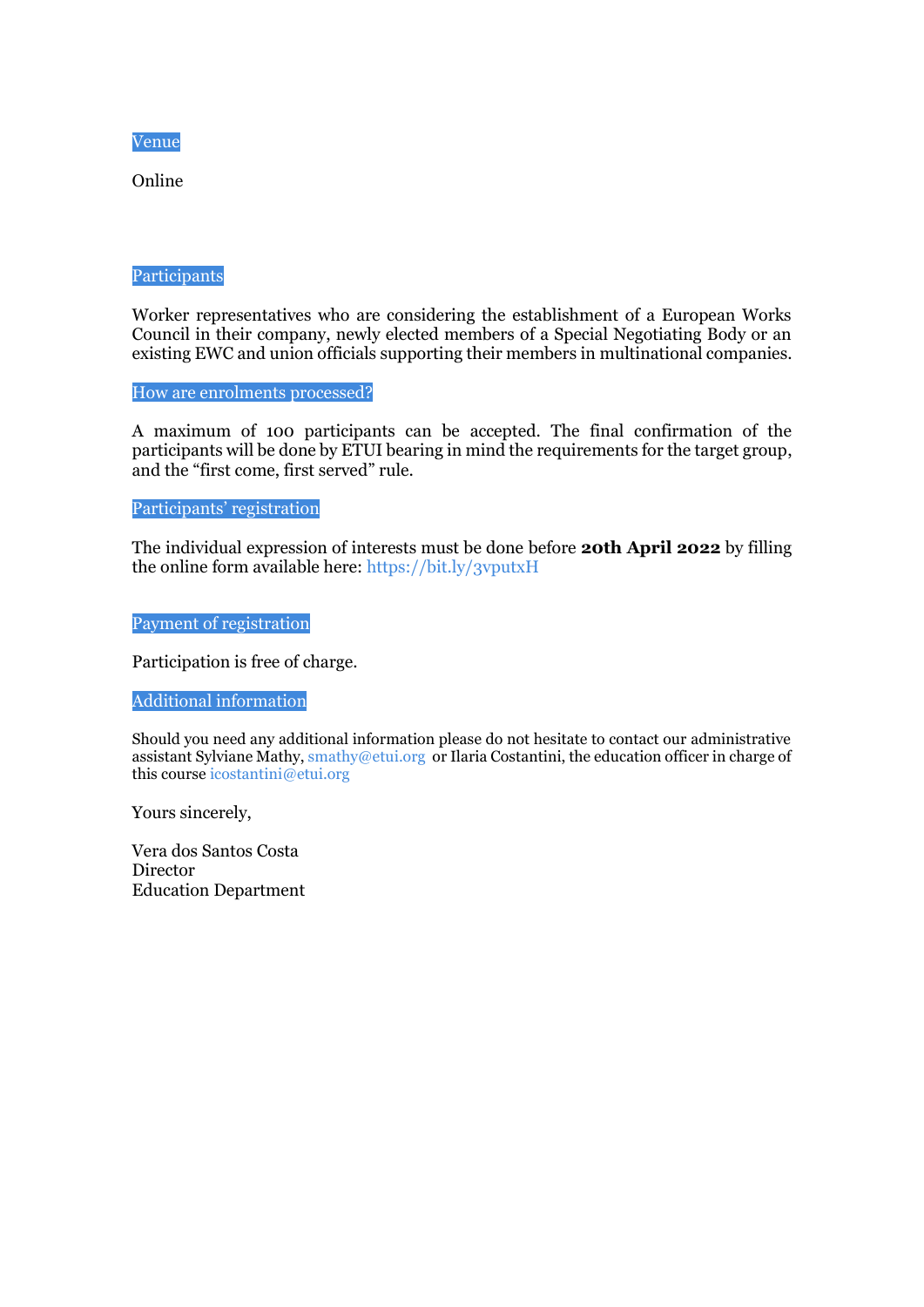## Venue

Online

## Participants

Worker representatives who are considering the establishment of a European Works Council in their company, newly elected members of a Special Negotiating Body or an existing EWC and union officials supporting their members in multinational companies.

## How are enrolments processed?

A maximum of 100 participants can be accepted. The final confirmation of the participants will be done by ETUI bearing in mind the requirements for the target group, and the "first come, first served" rule.

## Participants' registration

The individual expression of interests must be done before **20th April 2022** by filling the online form available here: https://bit.ly/3vputxH

## Payment of registration

Participation is free of charge.

## Additional information

Should you need any additional information please do not hesitate to contact our administrative assistant Sylviane Mathy, smathy@etui.org or Ilaria Costantini, the education officer in charge of this course icostantini@etui.org

Yours sincerely,

Vera dos Santos Costa
Director
Education Department